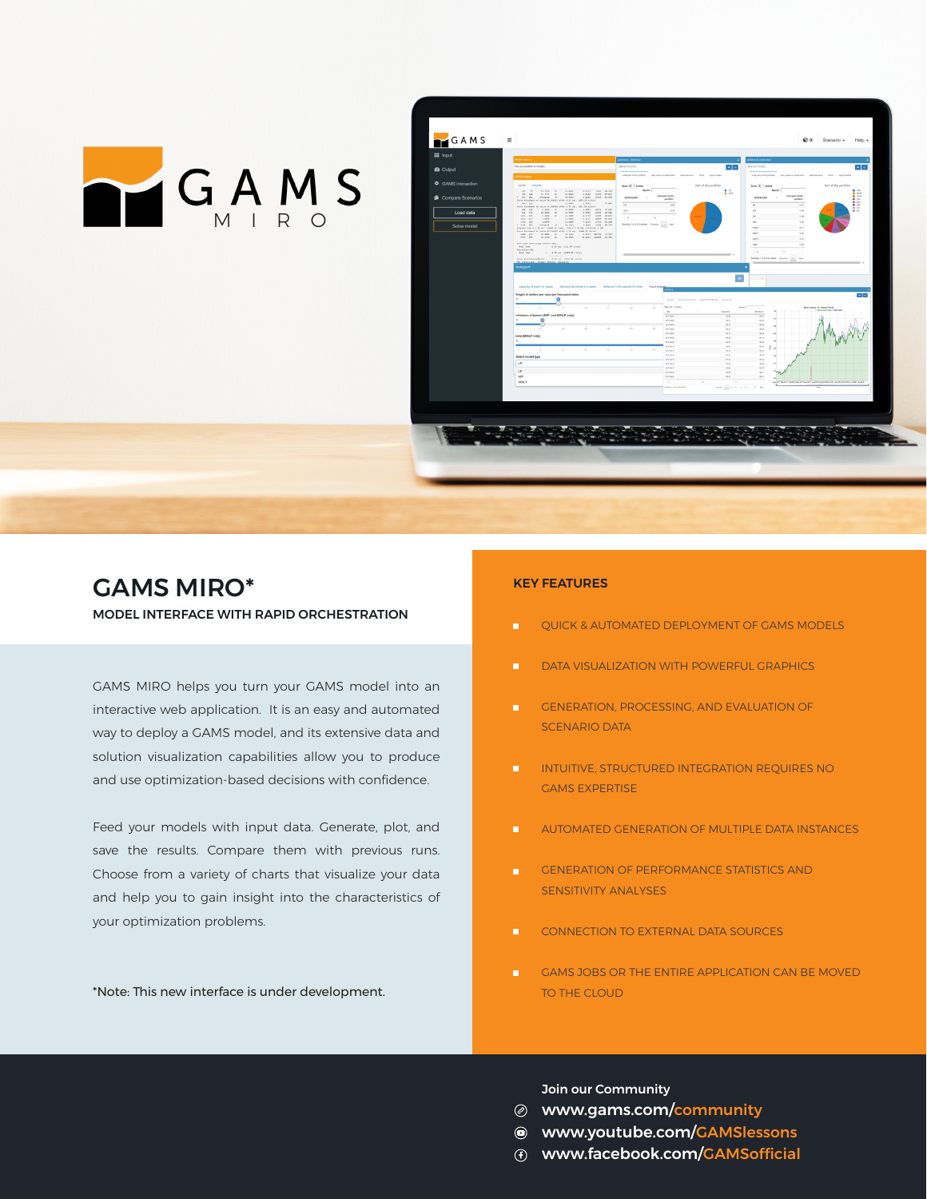# GAMS MIRO*

**MODEL INTERFACE WITH RAPID ORCHESTRATION**

GAMS MIRO helps you turn your GAMS model into an interactive web application. It is an easy and automated way to deploy a GAMS model, and its extensive data and solution visualization capabilities allow you to produce and use optimization-based decisions with confidence.

Feed your models with input data. Generate, plot, and save the results. Compare them with previous runs. Choose from a variety of charts that visualize your data and help you to gain insight into the characteristics of your optimization problems.

*Note: This new interface is under development.

## KEY FEATURES

- QUICK & AUTOMATED DEPLOYMENT OF GAMS MODELS
- DATA VISUALIZATION WITH POWERFUL GRAPHICS
- GENERATION, PROCESSING, AND EVALUATION OF SCENARIO DATA
- INTUITIVE, STRUCTURED INTEGRATION REQUIRES NO GAMS EXPERTISE
- AUTOMATED GENERATION OF MULTIPLE DATA INSTANCES
- GENERATION OF PERFORMANCE STATISTICS AND SENSITIVITY ANALYSES
- CONNECTION TO EXTERNAL DATA SOURCES
- GAMS JOBS OR THE ENTIRE APPLICATION CAN BE MOVED TO THE CLOUD

**Join our Community**

- www.gams.com/community
- www.youtube.com/GAMSlessons
- www.facebook.com/GAMSofficial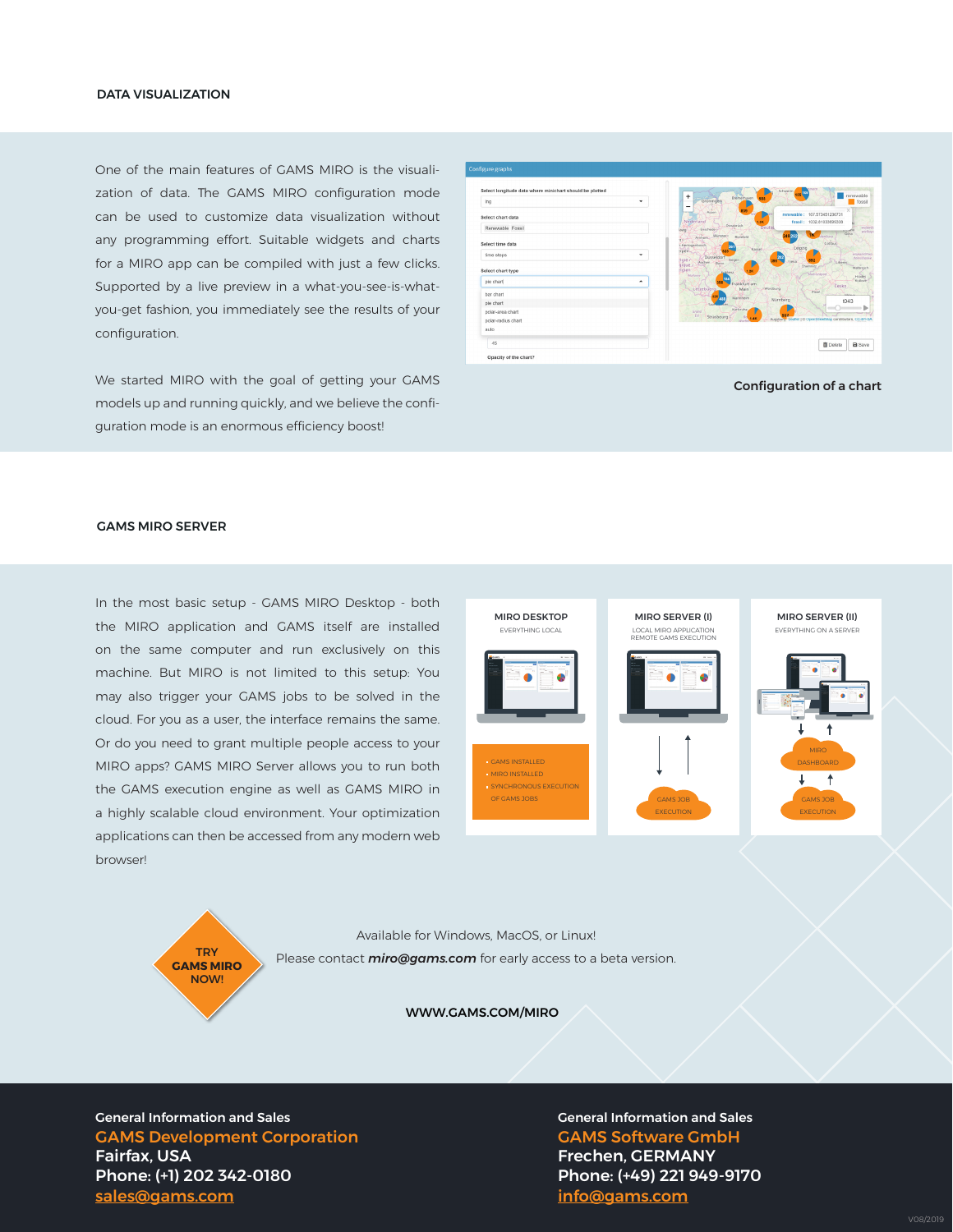## DATA VISUALIZATION

One of the main features of GAMS MIRO is the visualization of data. The GAMS MIRO configuration mode can be used to customize data visualization without any programming effort. Suitable widgets and charts for a MIRO app can be compiled with just a few clicks. Supported by a live preview in a what-you-see-is-what-you-get fashion, you immediately see the results of your configuration.

We started MIRO with the goal of getting your GAMS models up and running quickly, and we believe the configuration mode is an enormous efficiency boost!

**Configuration of a chart**

## GAMS MIRO SERVER

In the most basic setup - GAMS MIRO Desktop - both the MIRO application and GAMS itself are installed on the same computer and run exclusively on this machine. But MIRO is not limited to this setup: You may also trigger your GAMS jobs to be solved in the cloud. For you as a user, the interface remains the same. Or do you need to grant multiple people access to your MIRO apps? GAMS MIRO Server allows you to run both the GAMS execution engine as well as GAMS MIRO in a highly scalable cloud environment. Your optimization applications can then be accessed from any modern web browser!

**MIRO DESKTOP**
EVERYTHING LOCAL

- GAMS INSTALLED
- MIRO INSTALLED
- SYNCHRONOUS EXECUTION OF GAMS JOBS

**MIRO SERVER (I)**
LOCAL MIRO APPLICATION
REMOTE GAMS EXECUTION

GAMS JOB EXECUTION

**MIRO SERVER (II)**
EVERYTHING ON A SERVER

MIRO DASHBOARD

GAMS JOB EXECUTION

**TRY GAMS MIRO NOW!**

Available for Windows, MacOS, or Linux!
Please contact ***miro@gams.com*** for early access to a beta version.

**WWW.GAMS.COM/MIRO**

**General Information and Sales**
**GAMS Development Corporation**
**Fairfax, USA**
**Phone: (+1) 202 342-0180**
**sales@gams.com**

**General Information and Sales**
**GAMS Software GmbH**
**Frechen, GERMANY**
**Phone: (+49) 221 949-9170**
**info@gams.com**

V08/2019